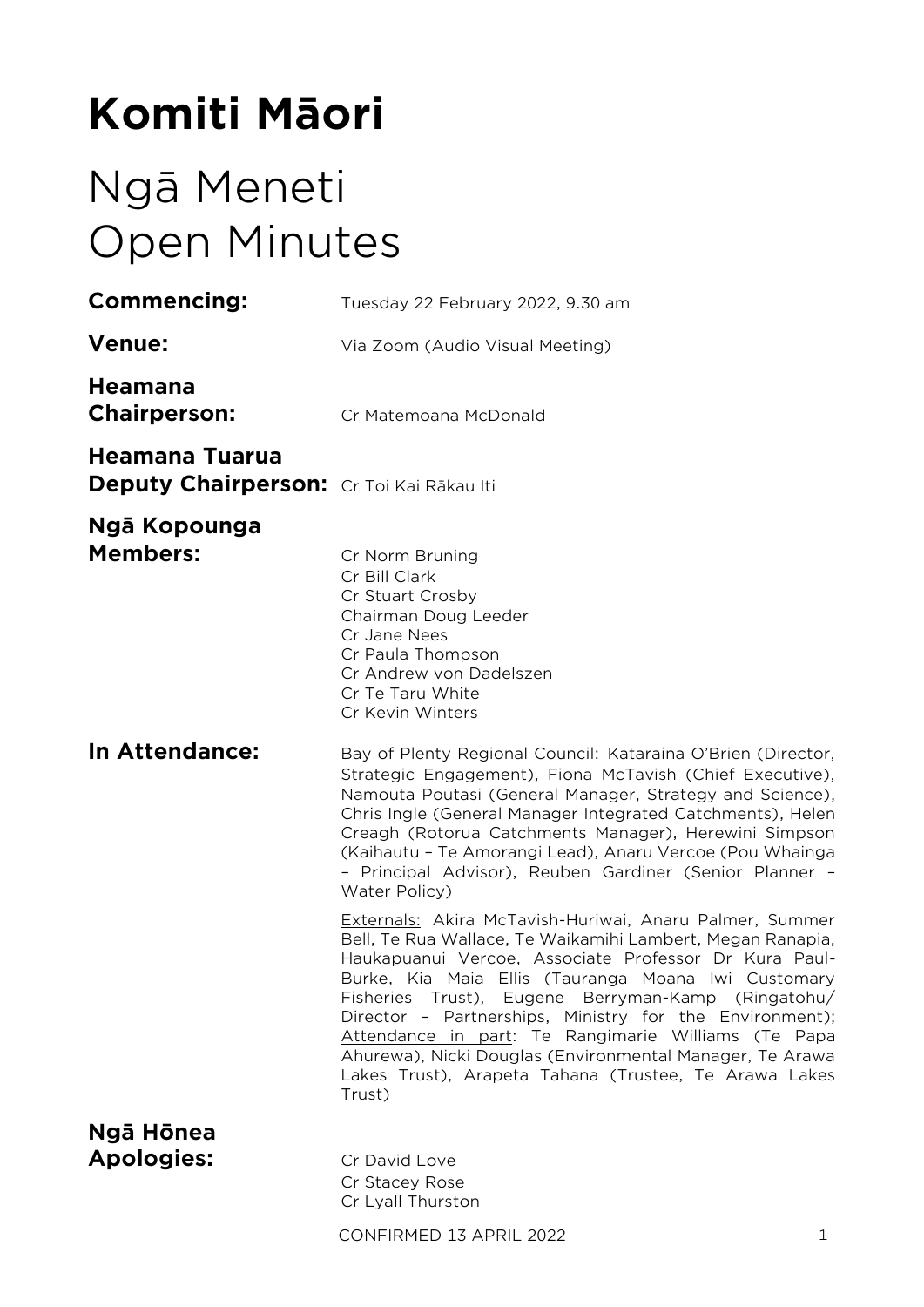# Komiti Māori

## Ngā Meneti
## Open Minutes

**Commencing:** Tuesday 22 February 2022, 9.30 am

**Venue:** Via Zoom (Audio Visual Meeting)

**Heamana Chairperson:** Cr Matemoana McDonald

**Heamana Tuarua Deputy Chairperson:** Cr Toi Kai Rākau Iti

**Ngā Kopounga Members:**
Cr Norm Bruning
Cr Bill Clark
Cr Stuart Crosby
Chairman Doug Leeder
Cr Jane Nees
Cr Paula Thompson
Cr Andrew von Dadelszen
Cr Te Taru White
Cr Kevin Winters

**In Attendance:** Bay of Plenty Regional Council: Kataraina O'Brien (Director, Strategic Engagement), Fiona McTavish (Chief Executive), Namouta Poutasi (General Manager, Strategy and Science), Chris Ingle (General Manager Integrated Catchments), Helen Creagh (Rotorua Catchments Manager), Herewini Simpson (Kaihautu – Te Amorangi Lead), Anaru Vercoe (Pou Whainga – Principal Advisor), Reuben Gardiner (Senior Planner – Water Policy)

Externals: Akira McTavish-Huriwai, Anaru Palmer, Summer Bell, Te Rua Wallace, Te Waikamihi Lambert, Megan Ranapia, Haukapuanui Vercoe, Associate Professor Dr Kura Paul-Burke, Kia Maia Ellis (Tauranga Moana Iwi Customary Fisheries Trust), Eugene Berryman-Kamp (Ringatohu/ Director – Partnerships, Ministry for the Environment); Attendance in part: Te Rangimarie Williams (Te Papa Ahurewa), Nicki Douglas (Environmental Manager, Te Arawa Lakes Trust), Arapeta Tahana (Trustee, Te Arawa Lakes Trust)

**Ngā Hōnea Apologies:**
Cr David Love
Cr Stacey Rose
Cr Lyall Thurston

CONFIRMED 13 APRIL 2022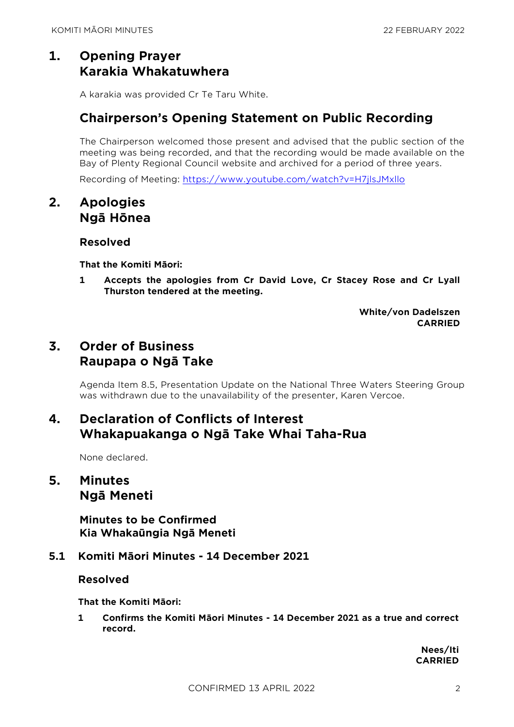# 1. Opening Prayer
# Karakia Whakatuwhera

A karakia was provided Cr Te Taru White.

## Chairperson's Opening Statement on Public Recording

The Chairperson welcomed those present and advised that the public section of the meeting was being recorded, and that the recording would be made available on the Bay of Plenty Regional Council website and archived for a period of three years.

Recording of Meeting: https://www.youtube.com/watch?v=H7jlsJMxllo

# 2. Apologies
# Ngā Hōnea

### Resolved

**That the Komiti Māori:**

**1 Accepts the apologies from Cr David Love, Cr Stacey Rose and Cr Lyall Thurston tendered at the meeting.**

**White/von Dadelszen**
**CARRIED**

# 3. Order of Business
# Raupapa o Ngā Take

Agenda Item 8.5, Presentation Update on the National Three Waters Steering Group was withdrawn due to the unavailability of the presenter, Karen Vercoe.

# 4. Declaration of Conflicts of Interest
# Whakapuakanga o Ngā Take Whai Taha-Rua

None declared.

# 5. Minutes
# Ngā Meneti

## Minutes to be Confirmed
## Kia Whakaūngia Ngā Meneti

## 5.1 Komiti Māori Minutes - 14 December 2021

### Resolved

**That the Komiti Māori:**

**1 Confirms the Komiti Māori Minutes - 14 December 2021 as a true and correct record.**

**Nees/Iti**
**CARRIED**

CONFIRMED 13 APRIL 2022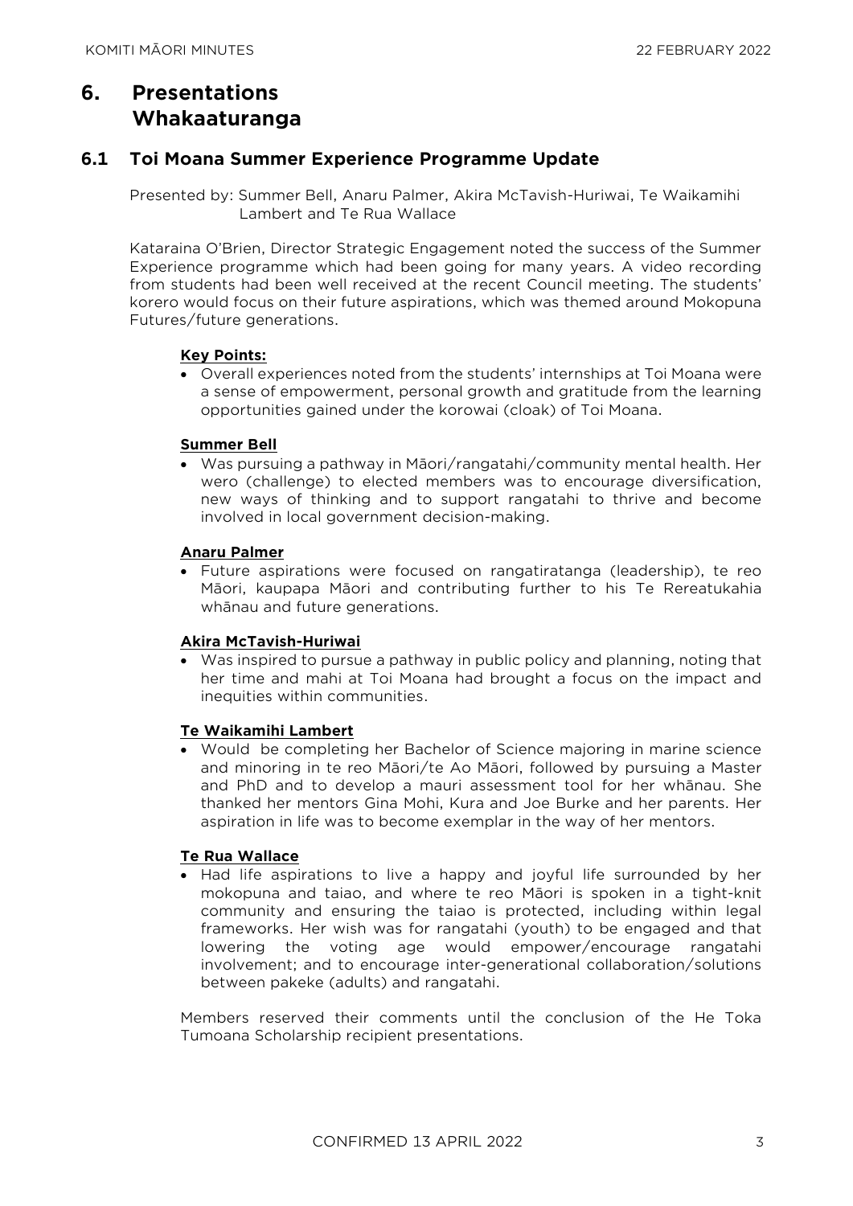# 6. Presentations
Whakaaturanga

## 6.1 Toi Moana Summer Experience Programme Update

Presented by: Summer Bell, Anaru Palmer, Akira McTavish-Huriwai, Te Waikamihi Lambert and Te Rua Wallace

Kataraina O'Brien, Director Strategic Engagement noted the success of the Summer Experience programme which had been going for many years. A video recording from students had been well received at the recent Council meeting. The students' korero would focus on their future aspirations, which was themed around Mokopuna Futures/future generations.

**Key Points:**

- Overall experiences noted from the students' internships at Toi Moana were a sense of empowerment, personal growth and gratitude from the learning opportunities gained under the korowai (cloak) of Toi Moana.

**Summer Bell**

- Was pursuing a pathway in Māori/rangatahi/community mental health. Her wero (challenge) to elected members was to encourage diversification, new ways of thinking and to support rangatahi to thrive and become involved in local government decision-making.

**Anaru Palmer**

- Future aspirations were focused on rangatiratanga (leadership), te reo Māori, kaupapa Māori and contributing further to his Te Rereatukahia whānau and future generations.

**Akira McTavish-Huriwai**

- Was inspired to pursue a pathway in public policy and planning, noting that her time and mahi at Toi Moana had brought a focus on the impact and inequities within communities.

**Te Waikamihi Lambert**

- Would be completing her Bachelor of Science majoring in marine science and minoring in te reo Māori/te Ao Māori, followed by pursuing a Master and PhD and to develop a mauri assessment tool for her whānau. She thanked her mentors Gina Mohi, Kura and Joe Burke and her parents. Her aspiration in life was to become exemplar in the way of her mentors.

**Te Rua Wallace**

- Had life aspirations to live a happy and joyful life surrounded by her mokopuna and taiao, and where te reo Māori is spoken in a tight-knit community and ensuring the taiao is protected, including within legal frameworks. Her wish was for rangatahi (youth) to be engaged and that lowering the voting age would empower/encourage rangatahi involvement; and to encourage inter-generational collaboration/solutions between pakeke (adults) and rangatahi.

Members reserved their comments until the conclusion of the He Toka Tumoana Scholarship recipient presentations.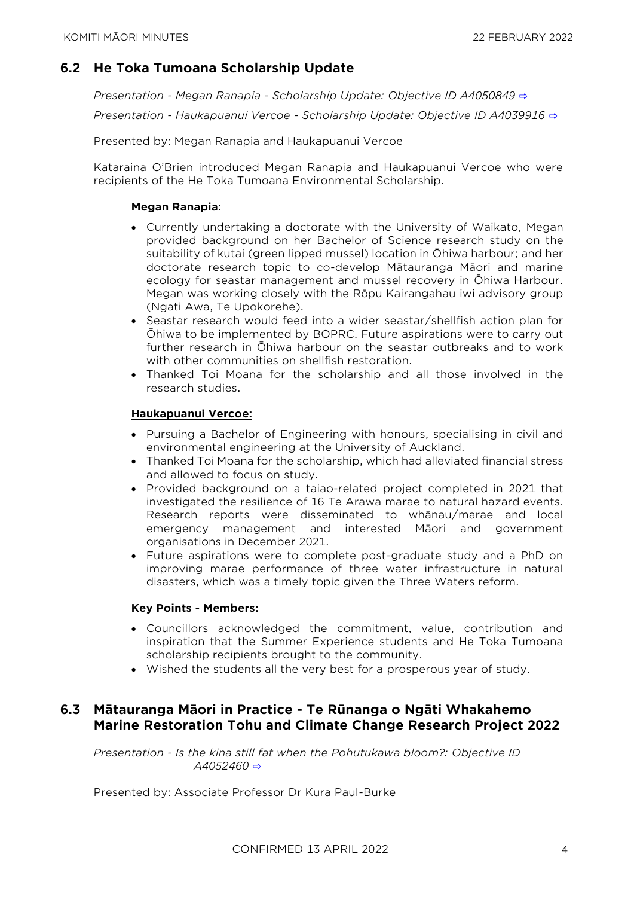## 6.2 He Toka Tumoana Scholarship Update

*Presentation - Megan Ranapia - Scholarship Update: Objective ID A4050849* ⇨

*Presentation - Haukapuanui Vercoe - Scholarship Update: Objective ID A4039916* ⇨

Presented by: Megan Ranapia and Haukapuanui Vercoe

Kataraina O'Brien introduced Megan Ranapia and Haukapuanui Vercoe who were recipients of the He Toka Tumoana Environmental Scholarship.

**Megan Ranapia:**

- Currently undertaking a doctorate with the University of Waikato, Megan provided background on her Bachelor of Science research study on the suitability of kutai (green lipped mussel) location in Ōhiwa harbour; and her doctorate research topic to co-develop Mātauranga Māori and marine ecology for seastar management and mussel recovery in Ōhiwa Harbour. Megan was working closely with the Rōpu Kairangahau iwi advisory group (Ngati Awa, Te Upokorehe).
- Seastar research would feed into a wider seastar/shellfish action plan for Ōhiwa to be implemented by BOPRC. Future aspirations were to carry out further research in Ōhiwa harbour on the seastar outbreaks and to work with other communities on shellfish restoration.
- Thanked Toi Moana for the scholarship and all those involved in the research studies.

**Haukapuanui Vercoe:**

- Pursuing a Bachelor of Engineering with honours, specialising in civil and environmental engineering at the University of Auckland.
- Thanked Toi Moana for the scholarship, which had alleviated financial stress and allowed to focus on study.
- Provided background on a taiao-related project completed in 2021 that investigated the resilience of 16 Te Arawa marae to natural hazard events. Research reports were disseminated to whānau/marae and local emergency management and interested Māori and government organisations in December 2021.
- Future aspirations were to complete post-graduate study and a PhD on improving marae performance of three water infrastructure in natural disasters, which was a timely topic given the Three Waters reform.

**Key Points - Members:**

- Councillors acknowledged the commitment, value, contribution and inspiration that the Summer Experience students and He Toka Tumoana scholarship recipients brought to the community.
- Wished the students all the very best for a prosperous year of study.

## 6.3 Mātauranga Māori in Practice - Te Rūnanga o Ngāti Whakahemo Marine Restoration Tohu and Climate Change Research Project 2022

*Presentation - Is the kina still fat when the Pohutukawa bloom?: Objective ID A4052460* ⇨

Presented by: Associate Professor Dr Kura Paul-Burke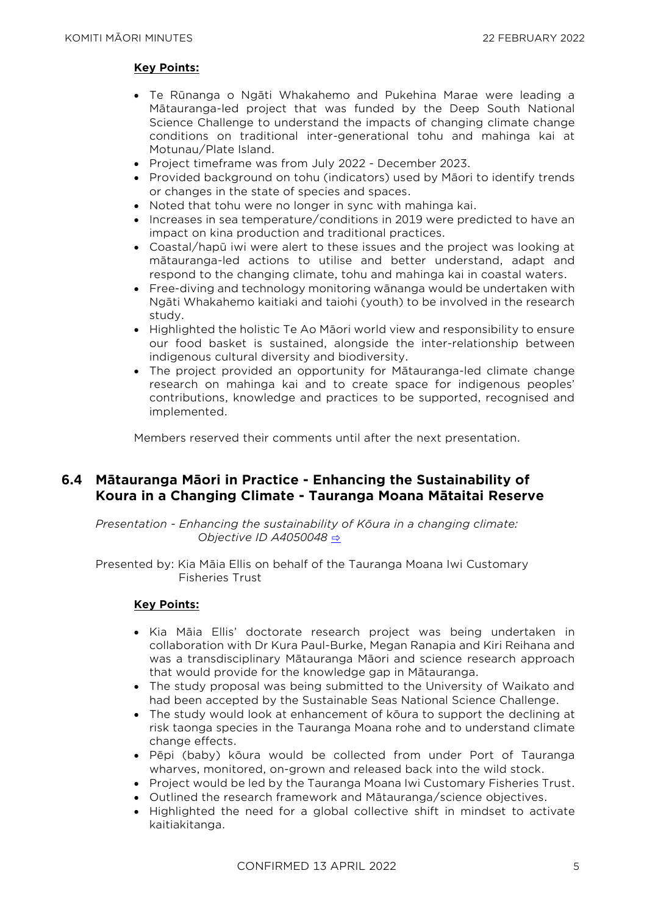**Key Points:**

- Te Rūnanga o Ngāti Whakahemo and Pukehina Marae were leading a Mātauranga-led project that was funded by the Deep South National Science Challenge to understand the impacts of changing climate change conditions on traditional inter-generational tohu and mahinga kai at Motunau/Plate Island.
- Project timeframe was from July 2022 - December 2023.
- Provided background on tohu (indicators) used by Māori to identify trends or changes in the state of species and spaces.
- Noted that tohu were no longer in sync with mahinga kai.
- Increases in sea temperature/conditions in 2019 were predicted to have an impact on kina production and traditional practices.
- Coastal/hapū iwi were alert to these issues and the project was looking at mātauranga-led actions to utilise and better understand, adapt and respond to the changing climate, tohu and mahinga kai in coastal waters.
- Free-diving and technology monitoring wānanga would be undertaken with Ngāti Whakahemo kaitiaki and taiohi (youth) to be involved in the research study.
- Highlighted the holistic Te Ao Māori world view and responsibility to ensure our food basket is sustained, alongside the inter-relationship between indigenous cultural diversity and biodiversity.
- The project provided an opportunity for Mātauranga-led climate change research on mahinga kai and to create space for indigenous peoples' contributions, knowledge and practices to be supported, recognised and implemented.

Members reserved their comments until after the next presentation.

## 6.4 Mātauranga Māori in Practice - Enhancing the Sustainability of Koura in a Changing Climate - Tauranga Moana Mātaitai Reserve

*Presentation - Enhancing the sustainability of Kōura in a changing climate: Objective ID A4050048* ⇨

Presented by: Kia Māia Ellis on behalf of the Tauranga Moana Iwi Customary Fisheries Trust

**Key Points:**

- Kia Māia Ellis' doctorate research project was being undertaken in collaboration with Dr Kura Paul-Burke, Megan Ranapia and Kiri Reihana and was a transdisciplinary Mātauranga Māori and science research approach that would provide for the knowledge gap in Mātauranga.
- The study proposal was being submitted to the University of Waikato and had been accepted by the Sustainable Seas National Science Challenge.
- The study would look at enhancement of kōura to support the declining at risk taonga species in the Tauranga Moana rohe and to understand climate change effects.
- Pēpi (baby) kōura would be collected from under Port of Tauranga wharves, monitored, on-grown and released back into the wild stock.
- Project would be led by the Tauranga Moana Iwi Customary Fisheries Trust.
- Outlined the research framework and Mātauranga/science objectives.
- Highlighted the need for a global collective shift in mindset to activate kaitiakitanga.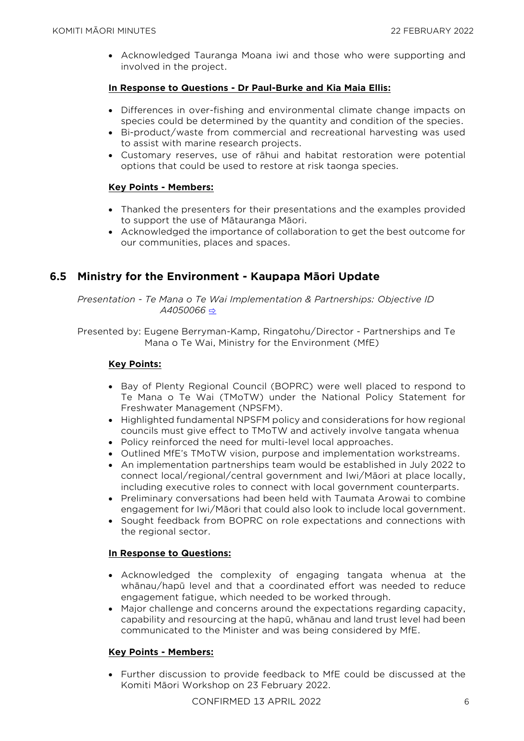- Acknowledged Tauranga Moana iwi and those who were supporting and involved in the project.

**In Response to Questions - Dr Paul-Burke and Kia Maia Ellis:**

- Differences in over-fishing and environmental climate change impacts on species could be determined by the quantity and condition of the species.
- Bi-product/waste from commercial and recreational harvesting was used to assist with marine research projects.
- Customary reserves, use of rāhui and habitat restoration were potential options that could be used to restore at risk taonga species.

**Key Points - Members:**

- Thanked the presenters for their presentations and the examples provided to support the use of Mātauranga Māori.
- Acknowledged the importance of collaboration to get the best outcome for our communities, places and spaces.

## 6.5 Ministry for the Environment - Kaupapa Māori Update

*Presentation - Te Mana o Te Wai Implementation & Partnerships: Objective ID A4050066* ⇨

Presented by: Eugene Berryman-Kamp, Ringatohu/Director - Partnerships and Te Mana o Te Wai, Ministry for the Environment (MfE)

**Key Points:**

- Bay of Plenty Regional Council (BOPRC) were well placed to respond to Te Mana o Te Wai (TMoTW) under the National Policy Statement for Freshwater Management (NPSFM).
- Highlighted fundamental NPSFM policy and considerations for how regional councils must give effect to TMoTW and actively involve tangata whenua
- Policy reinforced the need for multi-level local approaches.
- Outlined MfE's TMoTW vision, purpose and implementation workstreams.
- An implementation partnerships team would be established in July 2022 to connect local/regional/central government and Iwi/Māori at place locally, including executive roles to connect with local government counterparts.
- Preliminary conversations had been held with Taumata Arowai to combine engagement for Iwi/Māori that could also look to include local government.
- Sought feedback from BOPRC on role expectations and connections with the regional sector.

**In Response to Questions:**

- Acknowledged the complexity of engaging tangata whenua at the whānau/hapū level and that a coordinated effort was needed to reduce engagement fatigue, which needed to be worked through.
- Major challenge and concerns around the expectations regarding capacity, capability and resourcing at the hapū, whānau and land trust level had been communicated to the Minister and was being considered by MfE.

**Key Points - Members:**

- Further discussion to provide feedback to MfE could be discussed at the Komiti Māori Workshop on 23 February 2022.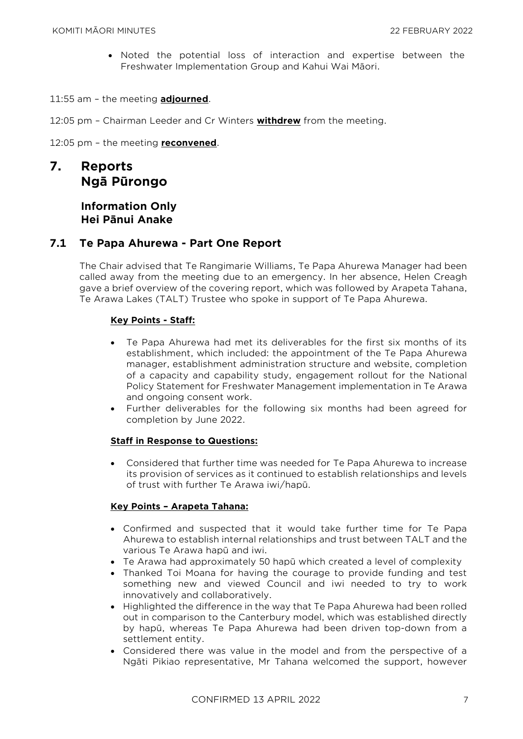- Noted the potential loss of interaction and expertise between the Freshwater Implementation Group and Kahui Wai Māori.

11:55 am – the meeting **adjourned**.

12:05 pm – Chairman Leeder and Cr Winters **withdrew** from the meeting.

12:05 pm – the meeting **reconvened**.

# 7. Reports Ngā Pūrongo

## Information Only Hei Pānui Anake

### 7.1 Te Papa Ahurewa - Part One Report

The Chair advised that Te Rangimarie Williams, Te Papa Ahurewa Manager had been called away from the meeting due to an emergency. In her absence, Helen Creagh gave a brief overview of the covering report, which was followed by Arapeta Tahana, Te Arawa Lakes (TALT) Trustee who spoke in support of Te Papa Ahurewa.

**Key Points - Staff:**

- Te Papa Ahurewa had met its deliverables for the first six months of its establishment, which included: the appointment of the Te Papa Ahurewa manager, establishment administration structure and website, completion of a capacity and capability study, engagement rollout for the National Policy Statement for Freshwater Management implementation in Te Arawa and ongoing consent work.
- Further deliverables for the following six months had been agreed for completion by June 2022.

**Staff in Response to Questions:**

- Considered that further time was needed for Te Papa Ahurewa to increase its provision of services as it continued to establish relationships and levels of trust with further Te Arawa iwi/hapū.

**Key Points – Arapeta Tahana:**

- Confirmed and suspected that it would take further time for Te Papa Ahurewa to establish internal relationships and trust between TALT and the various Te Arawa hapū and iwi.
- Te Arawa had approximately 50 hapū which created a level of complexity
- Thanked Toi Moana for having the courage to provide funding and test something new and viewed Council and iwi needed to try to work innovatively and collaboratively.
- Highlighted the difference in the way that Te Papa Ahurewa had been rolled out in comparison to the Canterbury model, which was established directly by hapū, whereas Te Papa Ahurewa had been driven top-down from a settlement entity.
- Considered there was value in the model and from the perspective of a Ngāti Pikiao representative, Mr Tahana welcomed the support, however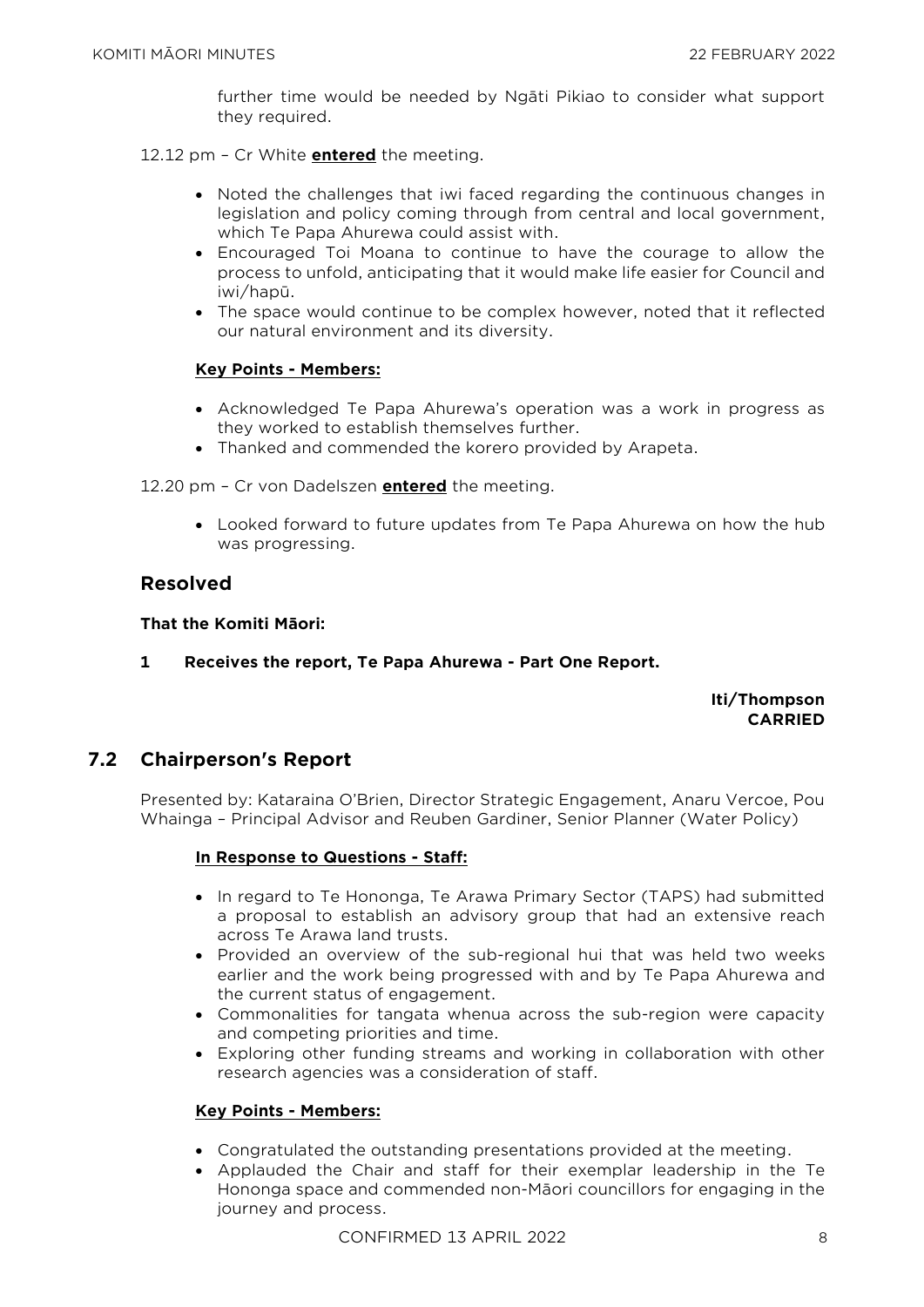further time would be needed by Ngāti Pikiao to consider what support they required.

12.12 pm – Cr White **entered** the meeting.

- Noted the challenges that iwi faced regarding the continuous changes in legislation and policy coming through from central and local government, which Te Papa Ahurewa could assist with.
- Encouraged Toi Moana to continue to have the courage to allow the process to unfold, anticipating that it would make life easier for Council and iwi/hapū.
- The space would continue to be complex however, noted that it reflected our natural environment and its diversity.

**Key Points - Members:**

- Acknowledged Te Papa Ahurewa's operation was a work in progress as they worked to establish themselves further.
- Thanked and commended the korero provided by Arapeta.

12.20 pm – Cr von Dadelszen **entered** the meeting.

- Looked forward to future updates from Te Papa Ahurewa on how the hub was progressing.

## Resolved

**That the Komiti Māori:**

**1 Receives the report, Te Papa Ahurewa - Part One Report.**

**Iti/Thompson**
**CARRIED**

## 7.2 Chairperson's Report

Presented by: Kataraina O'Brien, Director Strategic Engagement, Anaru Vercoe, Pou Whainga – Principal Advisor and Reuben Gardiner, Senior Planner (Water Policy)

**In Response to Questions - Staff:**

- In regard to Te Hononga, Te Arawa Primary Sector (TAPS) had submitted a proposal to establish an advisory group that had an extensive reach across Te Arawa land trusts.
- Provided an overview of the sub-regional hui that was held two weeks earlier and the work being progressed with and by Te Papa Ahurewa and the current status of engagement.
- Commonalities for tangata whenua across the sub-region were capacity and competing priorities and time.
- Exploring other funding streams and working in collaboration with other research agencies was a consideration of staff.

**Key Points - Members:**

- Congratulated the outstanding presentations provided at the meeting.
- Applauded the Chair and staff for their exemplar leadership in the Te Hononga space and commended non-Māori councillors for engaging in the journey and process.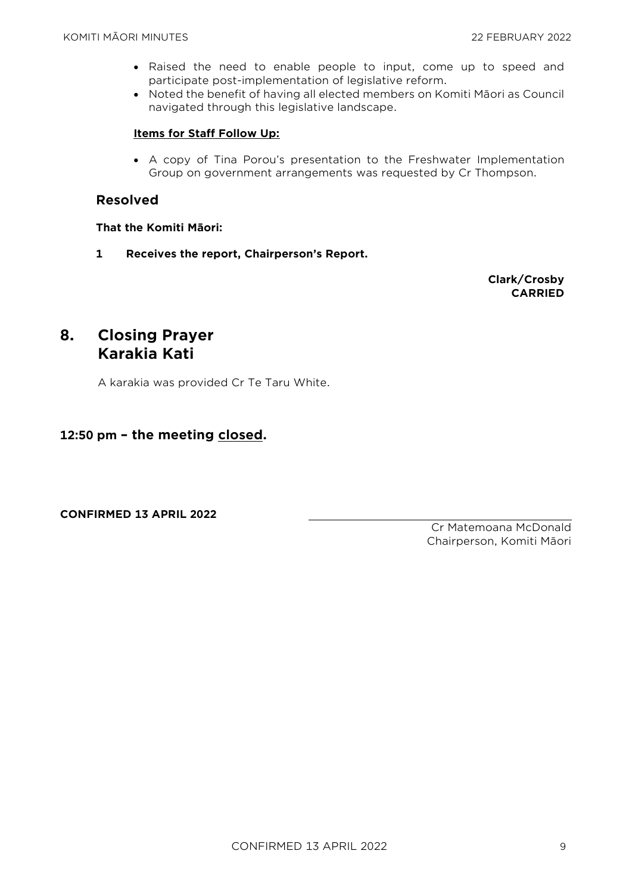- Raised the need to enable people to input, come up to speed and participate post-implementation of legislative reform.
- Noted the benefit of having all elected members on Komiti Māori as Council navigated through this legislative landscape.

**Items for Staff Follow Up:**

- A copy of Tina Porou's presentation to the Freshwater Implementation Group on government arrangements was requested by Cr Thompson.

### Resolved

**That the Komiti Māori:**

**1 Receives the report, Chairperson's Report.**

**Clark/Crosby**
**CARRIED**

## 8. Closing Prayer Karakia Kati

A karakia was provided Cr Te Taru White.

### 12:50 pm – the meeting closed.

**CONFIRMED 13 APRIL 2022**

Cr Matemoana McDonald
Chairperson, Komiti Māori